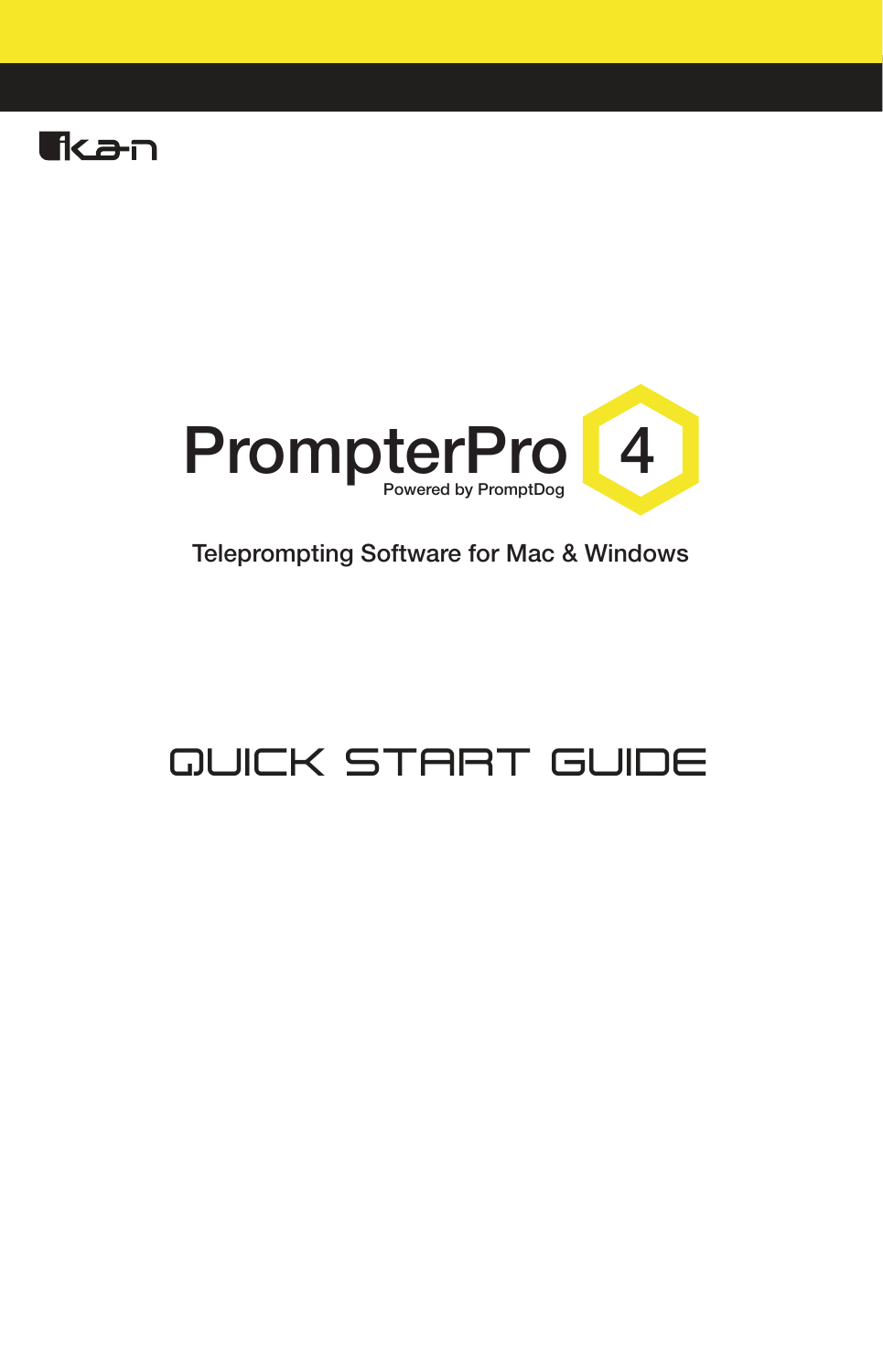ikan

# PrompterPro 4

Powered by PromptDog

Teleprompting Software for Mac & Windows

## QUICK START GUIDE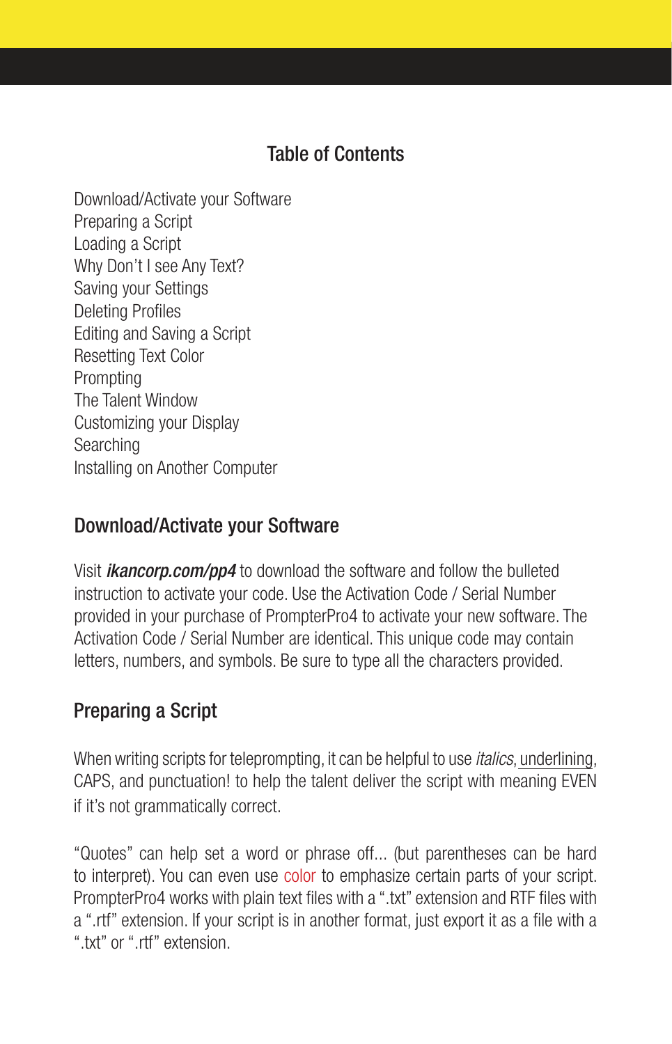## Table of Contents

Download/Activate your Software
Preparing a Script
Loading a Script
Why Don't I see Any Text?
Saving your Settings
Deleting Profiles
Editing and Saving a Script
Resetting Text Color
Prompting
The Talent Window
Customizing your Display
Searching
Installing on Another Computer

## Download/Activate your Software

Visit ***ikancorp.com/pp4*** to download the software and follow the bulleted instruction to activate your code. Use the Activation Code / Serial Number provided in your purchase of PrompterPro4 to activate your new software. The Activation Code / Serial Number are identical. This unique code may contain letters, numbers, and symbols. Be sure to type all the characters provided.

## Preparing a Script

When writing scripts for teleprompting, it can be helpful to use *italics*, <u>underlining</u>, CAPS, and punctuation! to help the talent deliver the script with meaning EVEN if it's not grammatically correct.

"Quotes" can help set a word or phrase off... (but parentheses can be hard to interpret). You can even use color to emphasize certain parts of your script. PrompterPro4 works with plain text files with a ".txt" extension and RTF files with a ".rtf" extension. If your script is in another format, just export it as a file with a ".txt" or ".rtf" extension.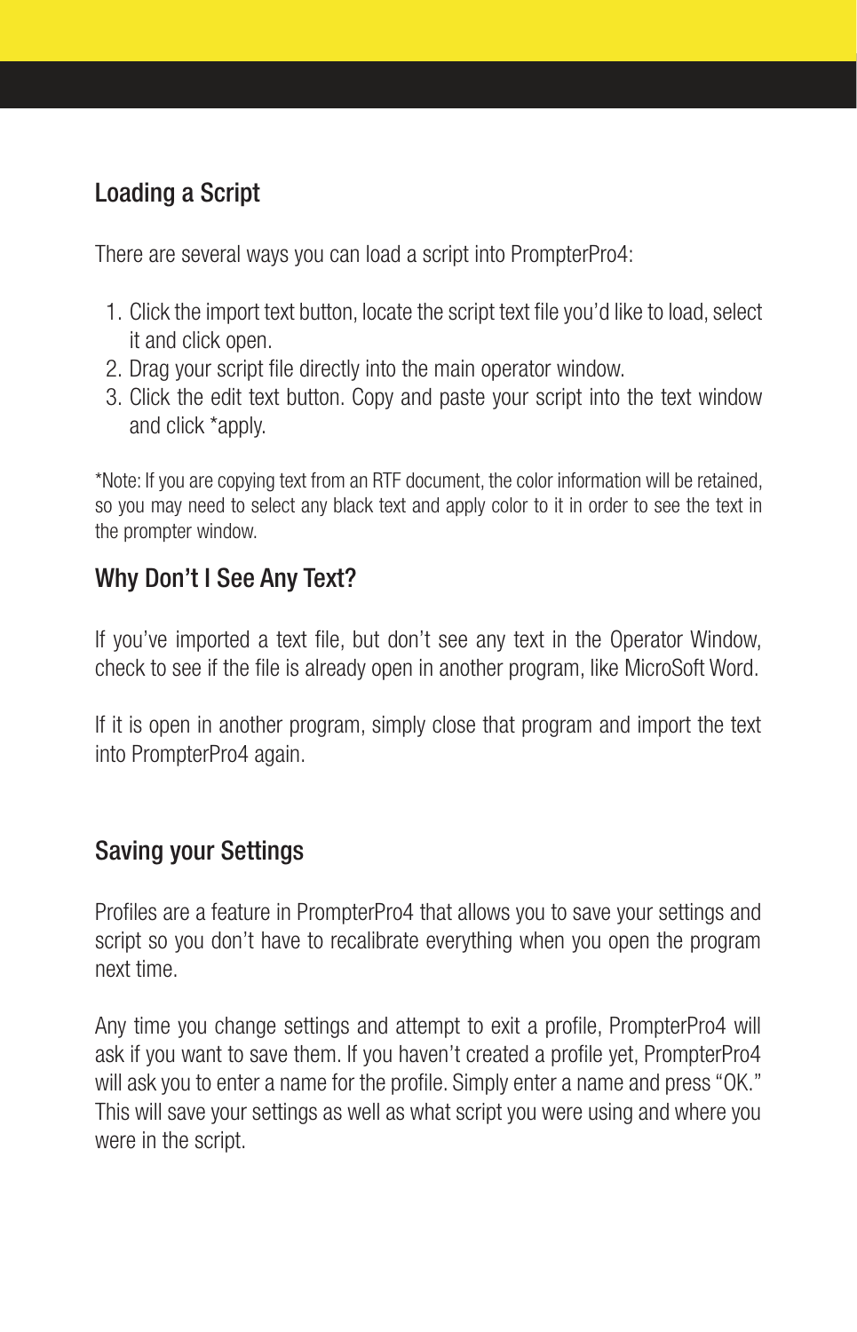## Loading a Script

There are several ways you can load a script into PrompterPro4:

1. Click the import text button, locate the script text file you'd like to load, select it and click open.
2. Drag your script file directly into the main operator window.
3. Click the edit text button. Copy and paste your script into the text window and click *apply.

*Note: If you are copying text from an RTF document, the color information will be retained, so you may need to select any black text and apply color to it in order to see the text in the prompter window.

## Why Don't I See Any Text?

If you've imported a text file, but don't see any text in the Operator Window, check to see if the file is already open in another program, like MicroSoft Word.

If it is open in another program, simply close that program and import the text into PrompterPro4 again.

## Saving your Settings

Profiles are a feature in PrompterPro4 that allows you to save your settings and script so you don't have to recalibrate everything when you open the program next time.

Any time you change settings and attempt to exit a profile, PrompterPro4 will ask if you want to save them. If you haven't created a profile yet, PrompterPro4 will ask you to enter a name for the profile. Simply enter a name and press "OK." This will save your settings as well as what script you were using and where you were in the script.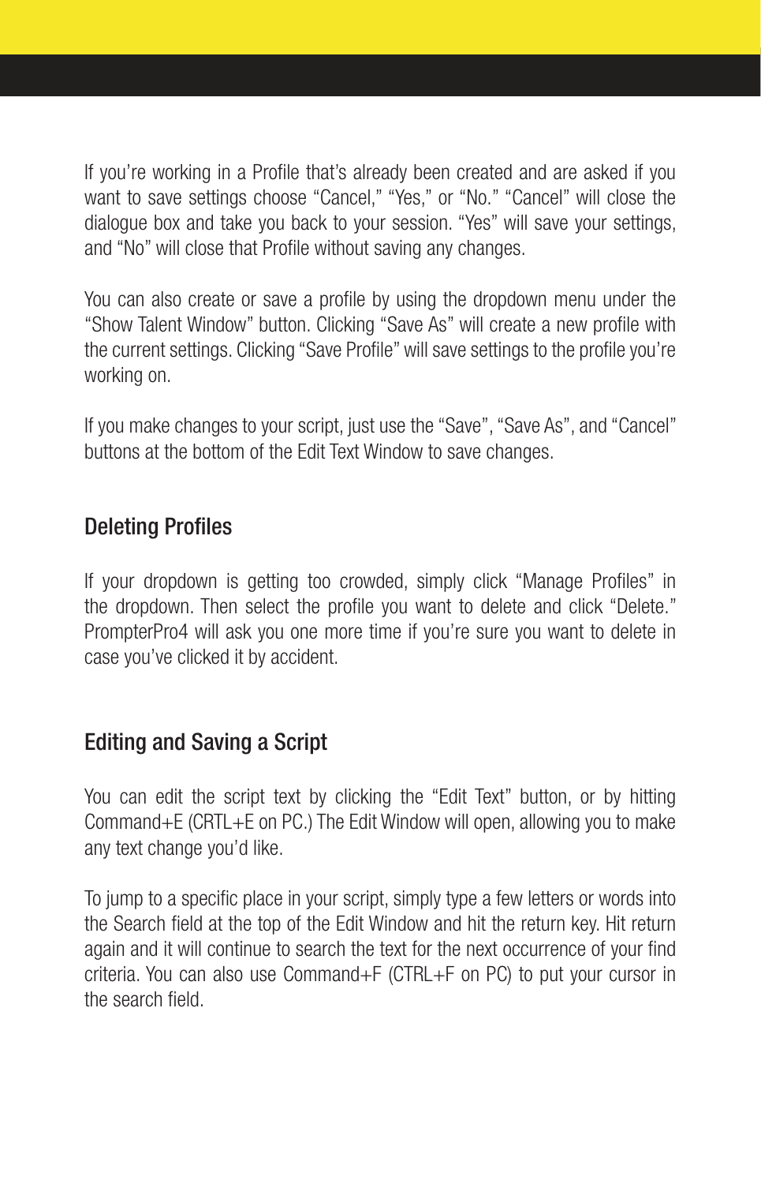If you're working in a Profile that's already been created and are asked if you want to save settings choose "Cancel," "Yes," or "No." "Cancel" will close the dialogue box and take you back to your session. "Yes" will save your settings, and "No" will close that Profile without saving any changes.

You can also create or save a profile by using the dropdown menu under the "Show Talent Window" button. Clicking "Save As" will create a new profile with the current settings. Clicking "Save Profile" will save settings to the profile you're working on.

If you make changes to your script, just use the "Save", "Save As", and "Cancel" buttons at the bottom of the Edit Text Window to save changes.

## Deleting Profiles

If your dropdown is getting too crowded, simply click "Manage Profiles" in the dropdown. Then select the profile you want to delete and click "Delete." PrompterPro4 will ask you one more time if you're sure you want to delete in case you've clicked it by accident.

## Editing and Saving a Script

You can edit the script text by clicking the "Edit Text" button, or by hitting Command+E (CRTL+E on PC.) The Edit Window will open, allowing you to make any text change you'd like.

To jump to a specific place in your script, simply type a few letters or words into the Search field at the top of the Edit Window and hit the return key. Hit return again and it will continue to search the text for the next occurrence of your find criteria. You can also use Command+F (CTRL+F on PC) to put your cursor in the search field.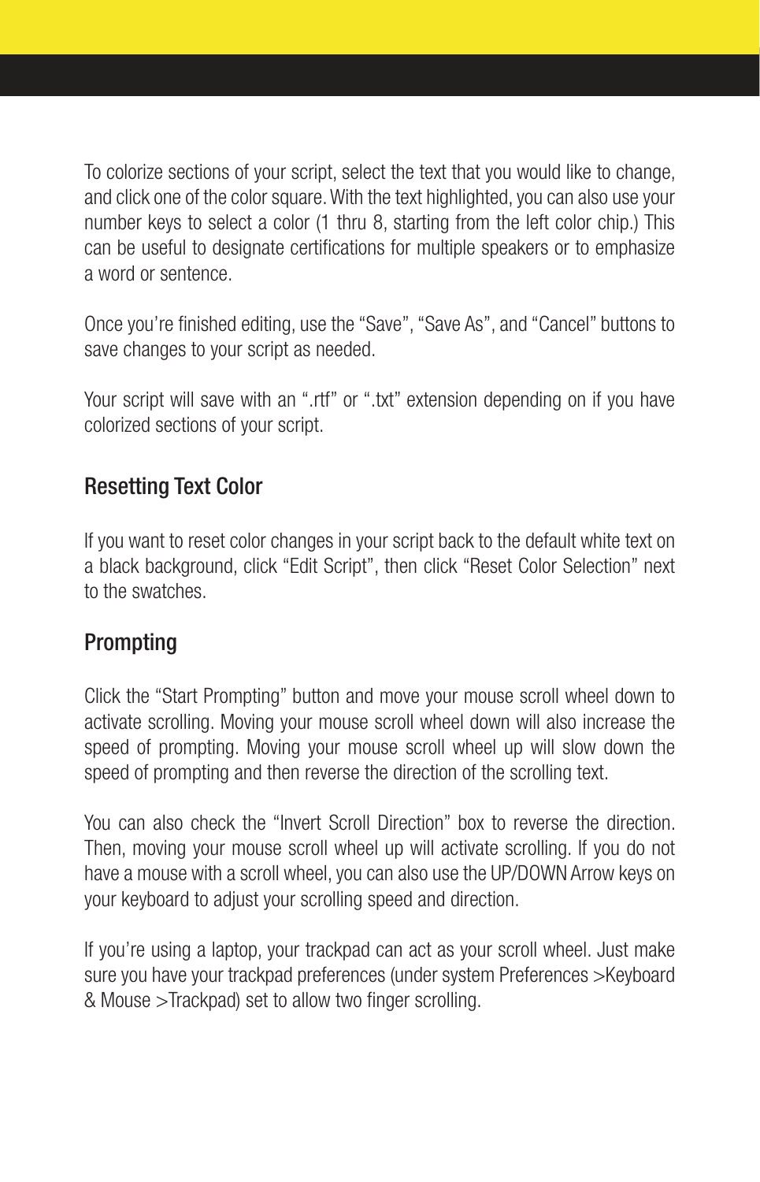To colorize sections of your script, select the text that you would like to change, and click one of the color square. With the text highlighted, you can also use your number keys to select a color (1 thru 8, starting from the left color chip.) This can be useful to designate certifications for multiple speakers or to emphasize a word or sentence.

Once you're finished editing, use the "Save", "Save As", and "Cancel" buttons to save changes to your script as needed.

Your script will save with an ".rtf" or ".txt" extension depending on if you have colorized sections of your script.

## Resetting Text Color

If you want to reset color changes in your script back to the default white text on a black background, click "Edit Script", then click "Reset Color Selection" next to the swatches.

## Prompting

Click the "Start Prompting" button and move your mouse scroll wheel down to activate scrolling. Moving your mouse scroll wheel down will also increase the speed of prompting. Moving your mouse scroll wheel up will slow down the speed of prompting and then reverse the direction of the scrolling text.

You can also check the "Invert Scroll Direction" box to reverse the direction. Then, moving your mouse scroll wheel up will activate scrolling. If you do not have a mouse with a scroll wheel, you can also use the UP/DOWN Arrow keys on your keyboard to adjust your scrolling speed and direction.

If you're using a laptop, your trackpad can act as your scroll wheel. Just make sure you have your trackpad preferences (under system Preferences >Keyboard & Mouse >Trackpad) set to allow two finger scrolling.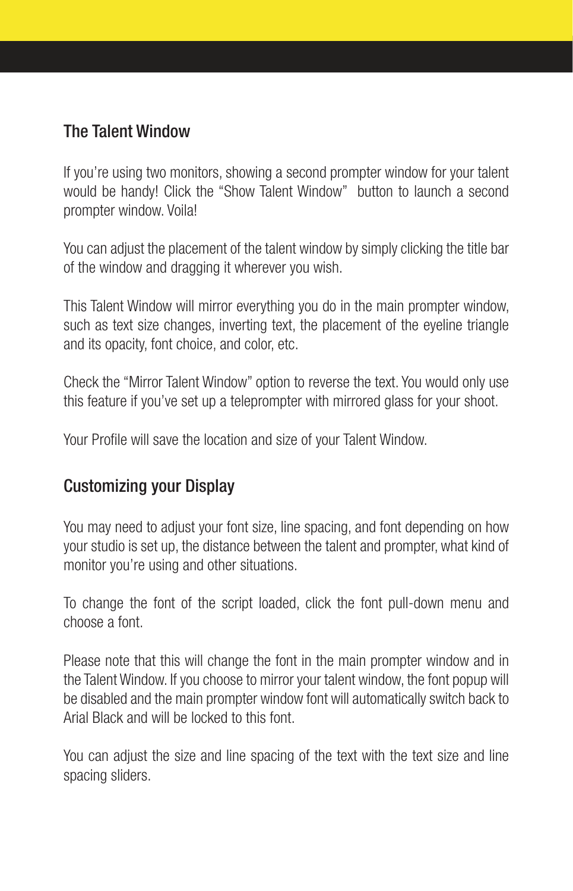## The Talent Window

If you're using two monitors, showing a second prompter window for your talent would be handy! Click the "Show Talent Window" button to launch a second prompter window. Voila!

You can adjust the placement of the talent window by simply clicking the title bar of the window and dragging it wherever you wish.

This Talent Window will mirror everything you do in the main prompter window, such as text size changes, inverting text, the placement of the eyeline triangle and its opacity, font choice, and color, etc.

Check the "Mirror Talent Window" option to reverse the text. You would only use this feature if you've set up a teleprompter with mirrored glass for your shoot.

Your Profile will save the location and size of your Talent Window.

## Customizing your Display

You may need to adjust your font size, line spacing, and font depending on how your studio is set up, the distance between the talent and prompter, what kind of monitor you're using and other situations.

To change the font of the script loaded, click the font pull-down menu and choose a font.

Please note that this will change the font in the main prompter window and in the Talent Window. If you choose to mirror your talent window, the font popup will be disabled and the main prompter window font will automatically switch back to Arial Black and will be locked to this font.

You can adjust the size and line spacing of the text with the text size and line spacing sliders.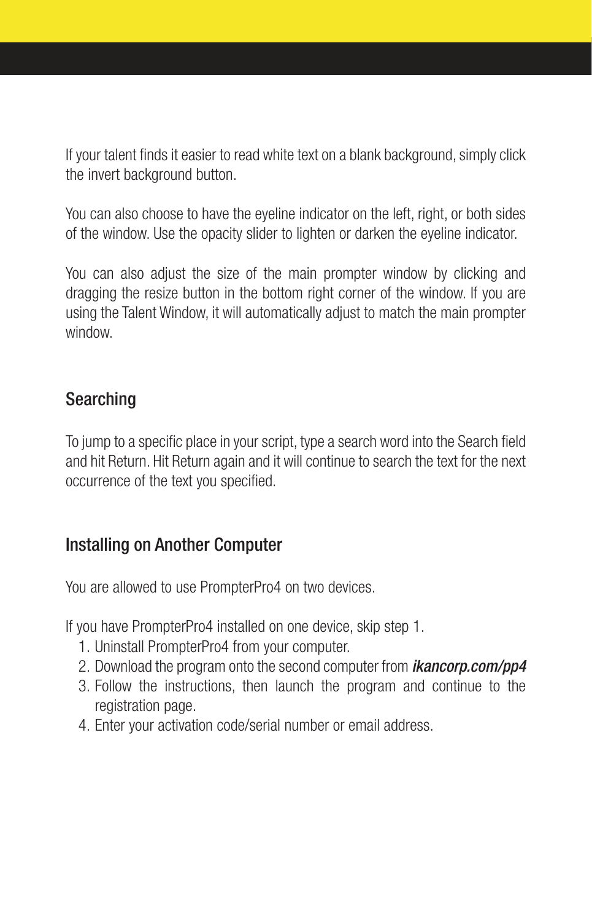If your talent finds it easier to read white text on a blank background, simply click the invert background button.

You can also choose to have the eyeline indicator on the left, right, or both sides of the window. Use the opacity slider to lighten or darken the eyeline indicator.

You can also adjust the size of the main prompter window by clicking and dragging the resize button in the bottom right corner of the window. If you are using the Talent Window, it will automatically adjust to match the main prompter window.

## Searching

To jump to a specific place in your script, type a search word into the Search field and hit Return. Hit Return again and it will continue to search the text for the next occurrence of the text you specified.

## Installing on Another Computer

You are allowed to use PrompterPro4 on two devices.

If you have PrompterPro4 installed on one device, skip step 1.

1. Uninstall PrompterPro4 from your computer.
2. Download the program onto the second computer from ***ikancorp.com/pp4***
3. Follow the instructions, then launch the program and continue to the registration page.
4. Enter your activation code/serial number or email address.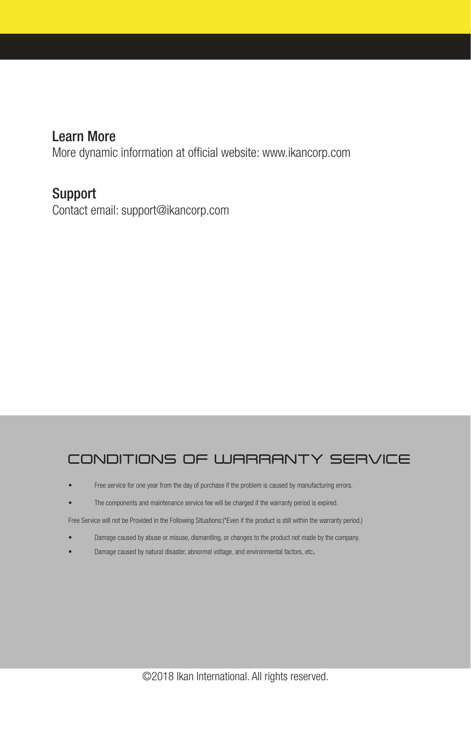## Learn More

More dynamic information at official website: www.ikancorp.com

## Support

Contact email: support@ikancorp.com

## CONDITIONS OF WARRANTY SERVICE

- Free service for one year from the day of purchase if the problem is caused by manufacturing errors.
- The components and maintenance service fee will be charged if the warranty period is expired.

Free Service will not be Provided in the Following Situations:(*Even if the product is still within the warranty period.)

- Damage caused by abuse or misuse, dismantling, or changes to the product not made by the company.
- Damage caused by natural disaster, abnormal voltage, and environmental factors, etc.

©2018 Ikan International. All rights reserved.